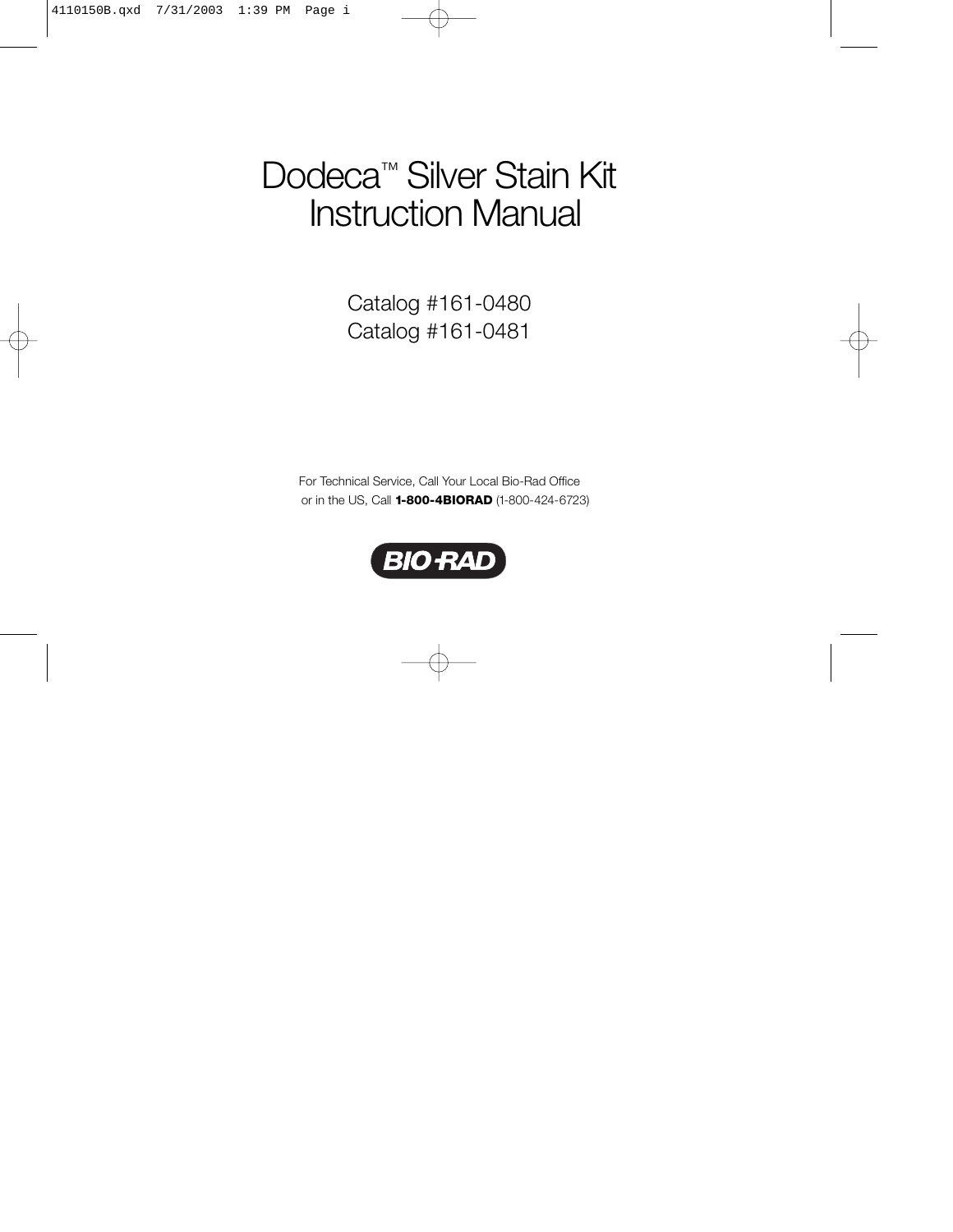# Dodeca™ Silver Stain Kit Instruction Manual

Catalog #161-0480

Catalog #161-0481

For Technical Service, Call Your Local Bio-Rad Office or in the US, Call **1-800-4BIORAD** (1-800-424-6723)

BIO-RAD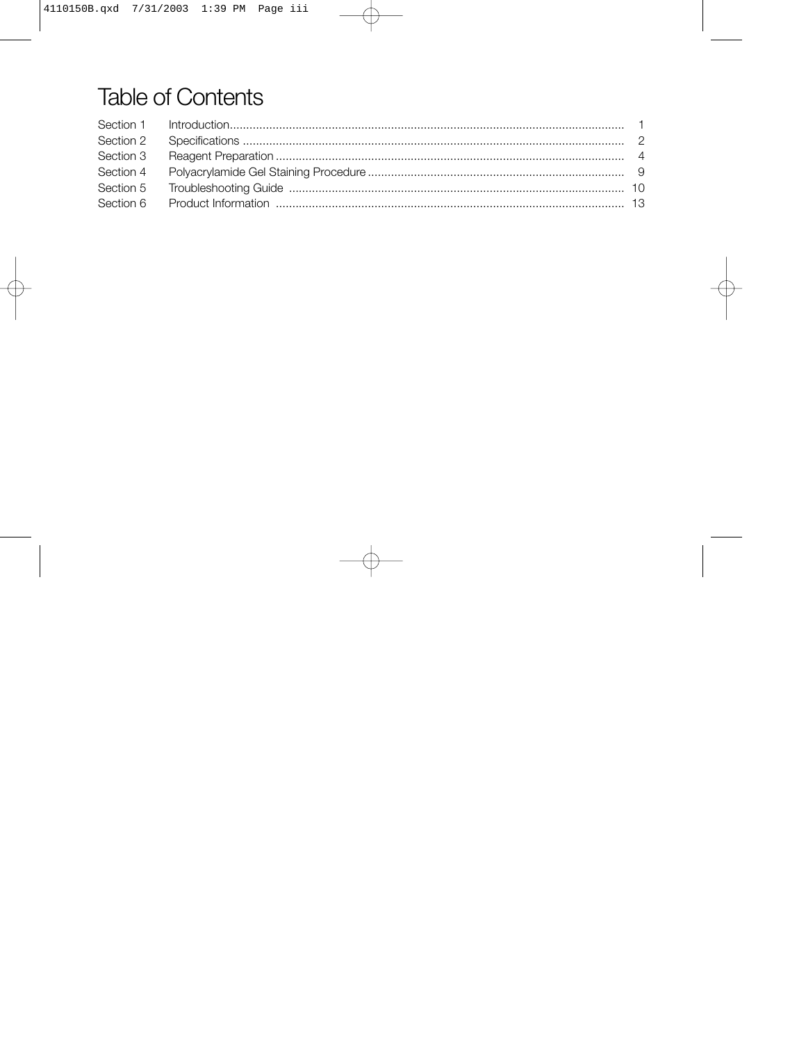# Table of Contents

| | | |
|---|---|---|
| Section 1 | Introduction | 1 |
| Section 2 | Specifications | 2 |
| Section 3 | Reagent Preparation | 4 |
| Section 4 | Polyacrylamide Gel Staining Procedure | 9 |
| Section 5 | Troubleshooting Guide | 10 |
| Section 6 | Product Information | 13 |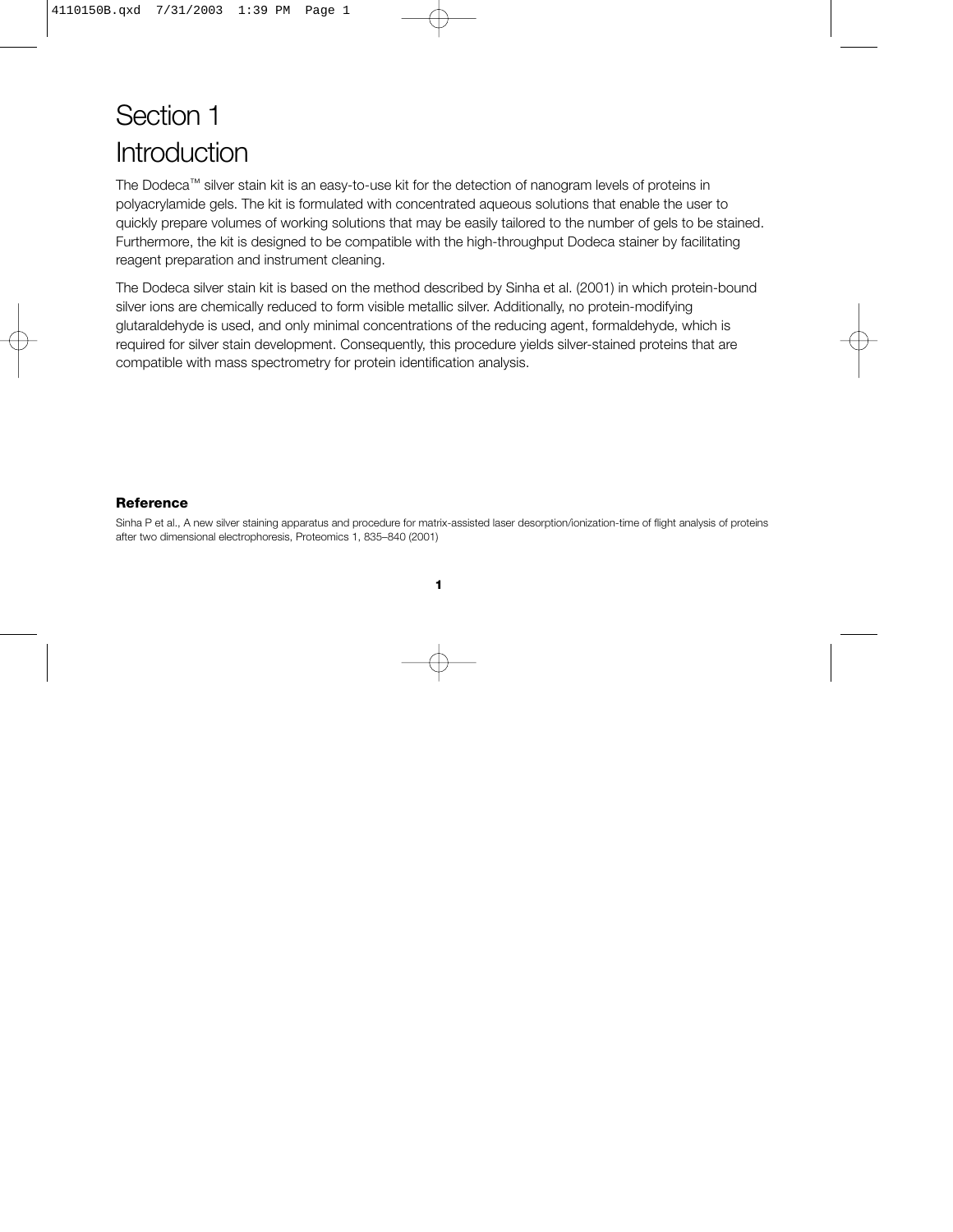# Section 1
# Introduction

The Dodeca™ silver stain kit is an easy-to-use kit for the detection of nanogram levels of proteins in polyacrylamide gels. The kit is formulated with concentrated aqueous solutions that enable the user to quickly prepare volumes of working solutions that may be easily tailored to the number of gels to be stained. Furthermore, the kit is designed to be compatible with the high-throughput Dodeca stainer by facilitating reagent preparation and instrument cleaning.

The Dodeca silver stain kit is based on the method described by Sinha et al. (2001) in which protein-bound silver ions are chemically reduced to form visible metallic silver. Additionally, no protein-modifying glutaraldehyde is used, and only minimal concentrations of the reducing agent, formaldehyde, which is required for silver stain development. Consequently, this procedure yields silver-stained proteins that are compatible with mass spectrometry for protein identification analysis.

**Reference**

Sinha P et al., A new silver staining apparatus and procedure for matrix-assisted laser desorption/ionization-time of flight analysis of proteins after two dimensional electrophoresis, Proteomics 1, 835–840 (2001)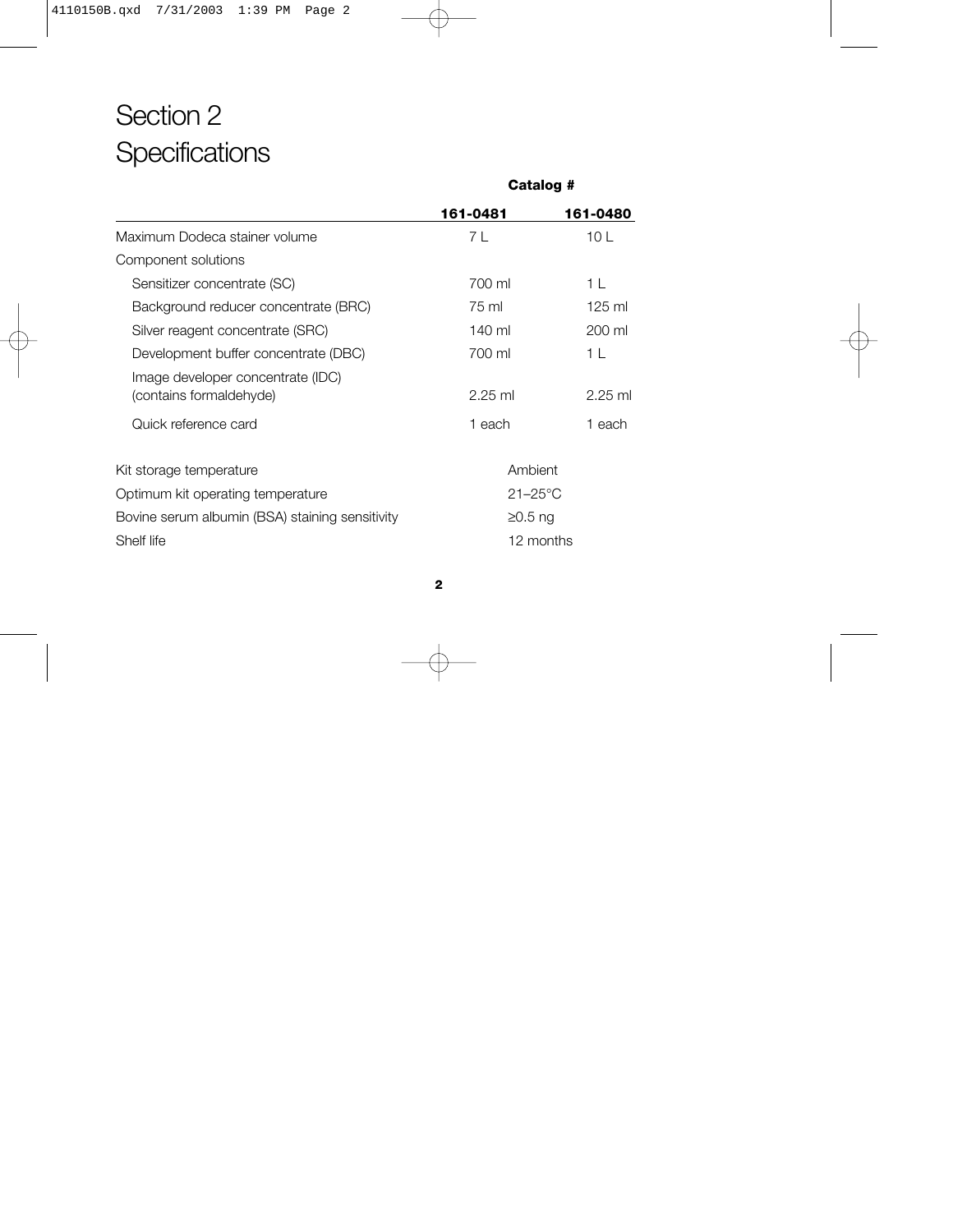# Section 2
# Specifications

| | Catalog # | |
|---|---|---|
| | **161-0481** | **161-0480** |
| Maximum Dodeca stainer volume | 7 L | 10 L |
| Component solutions | | |
| Sensitizer concentrate (SC) | 700 ml | 1 L |
| Background reducer concentrate (BRC) | 75 ml | 125 ml |
| Silver reagent concentrate (SRC) | 140 ml | 200 ml |
| Development buffer concentrate (DBC) | 700 ml | 1 L |
| Image developer concentrate (IDC) (contains formaldehyde) | 2.25 ml | 2.25 ml |
| Quick reference card | 1 each | 1 each |

| | |
|---|---|
| Kit storage temperature | Ambient |
| Optimum kit operating temperature | 21–25°C |
| Bovine serum albumin (BSA) staining sensitivity | ≥0.5 ng |
| Shelf life | 12 months |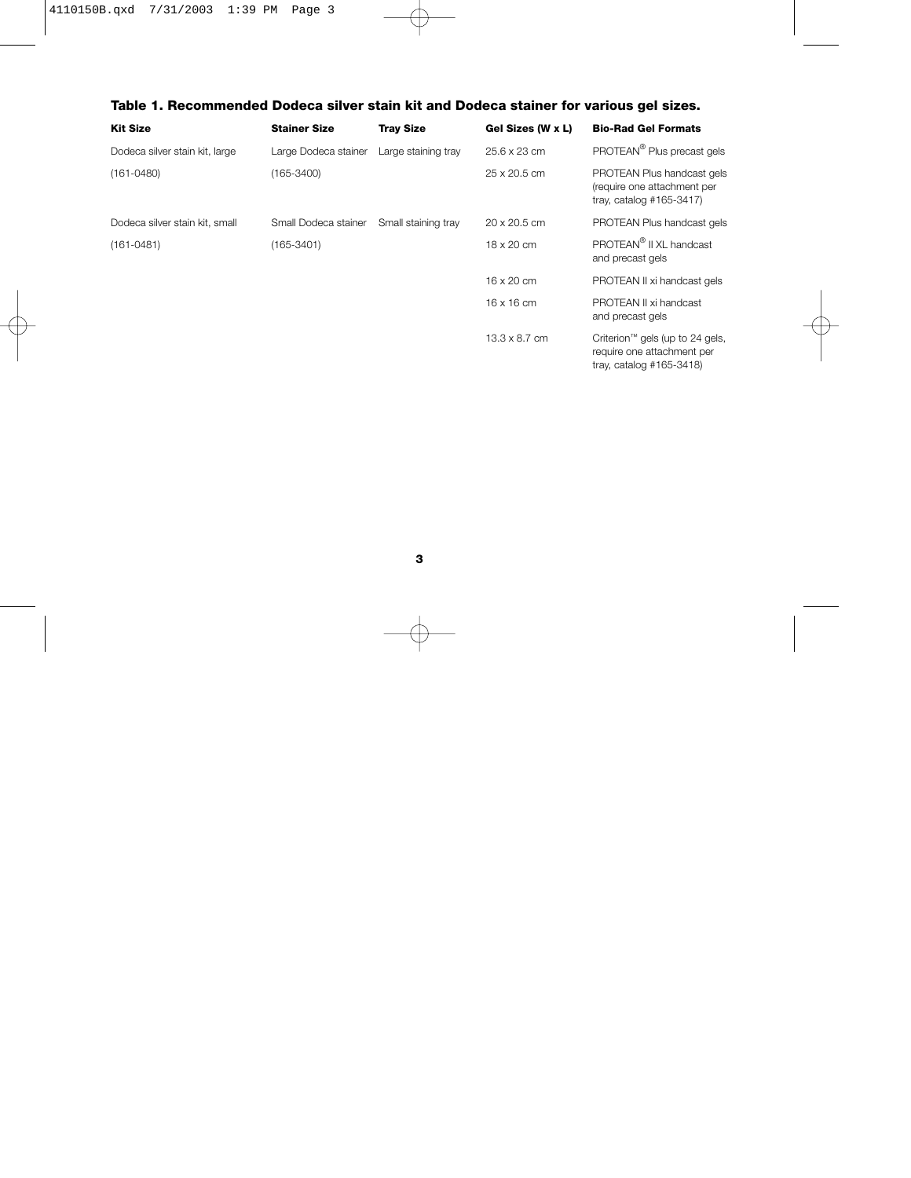**Table 1. Recommended Dodeca silver stain kit and Dodeca stainer for various gel sizes.**

| Kit Size | Stainer Size | Tray Size | Gel Sizes (W x L) | Bio-Rad Gel Formats |
|---|---|---|---|---|
| Dodeca silver stain kit, large | Large Dodeca stainer | Large staining tray | 25.6 x 23 cm | PROTEAN® Plus precast gels |
| (161-0480) | (165-3400) | | 25 x 20.5 cm | PROTEAN Plus handcast gels (require one attachment per tray, catalog #165-3417) |
| Dodeca silver stain kit, small | Small Dodeca stainer | Small staining tray | 20 x 20.5 cm | PROTEAN Plus handcast gels |
| (161-0481) | (165-3401) | | 18 x 20 cm | PROTEAN® II XL handcast and precast gels |
| | | | 16 x 20 cm | PROTEAN II xi handcast gels |
| | | | 16 x 16 cm | PROTEAN II xi handcast and precast gels |
| | | | 13.3 x 8.7 cm | Criterion™ gels (up to 24 gels, require one attachment per tray, catalog #165-3418) |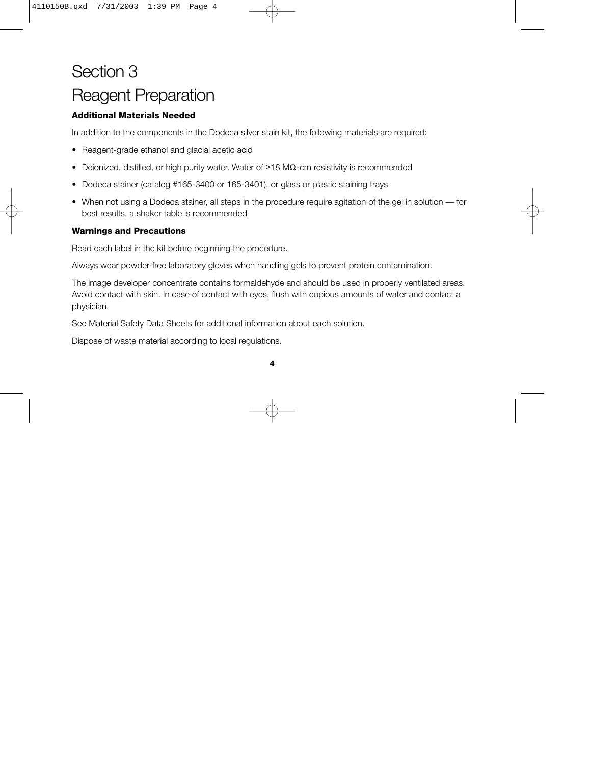# Section 3
# Reagent Preparation

### Additional Materials Needed

In addition to the components in the Dodeca silver stain kit, the following materials are required:

- Reagent-grade ethanol and glacial acetic acid
- Deionized, distilled, or high purity water. Water of ≥18 MΩ-cm resistivity is recommended
- Dodeca stainer (catalog #165-3400 or 165-3401), or glass or plastic staining trays
- When not using a Dodeca stainer, all steps in the procedure require agitation of the gel in solution — for best results, a shaker table is recommended

### Warnings and Precautions

Read each label in the kit before beginning the procedure.

Always wear powder-free laboratory gloves when handling gels to prevent protein contamination.

The image developer concentrate contains formaldehyde and should be used in properly ventilated areas. Avoid contact with skin. In case of contact with eyes, flush with copious amounts of water and contact a physician.

See Material Safety Data Sheets for additional information about each solution.

Dispose of waste material according to local regulations.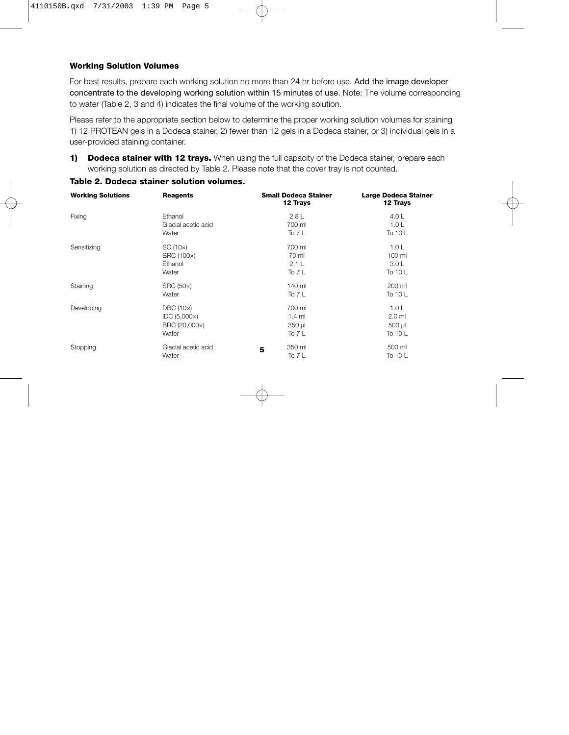**Working Solution Volumes**

For best results, prepare each working solution no more than 24 hr before use. Add the image developer concentrate to the developing working solution within 15 minutes of use. Note: The volume corresponding to water (Table 2, 3 and 4) indicates the final volume of the working solution.

Please refer to the appropriate section below to determine the proper working solution volumes for staining 1) 12 PROTEAN gels in a Dodeca stainer, 2) fewer than 12 gels in a Dodeca stainer, or 3) individual gels in a user-provided staining container.

**1) Dodeca stainer with 12 trays.** When using the full capacity of the Dodeca stainer, prepare each working solution as directed by Table 2. Please note that the cover tray is not counted.

**Table 2. Dodeca stainer solution volumes.**

| Working Solutions | Reagents | Small Dodeca Stainer 12 Trays | Large Dodeca Stainer 12 Trays |
|---|---|---|---|
| Fixing | Ethanol | 2.8 L | 4.0 L |
| | Glacial acetic acid | 700 ml | 1.0 L |
| | Water | To 7 L | To 10 L |
| Sensitizing | SC (10×) | 700 ml | 1.0 L |
| | BRC (100×) | 70 ml | 100 ml |
| | Ethanol | 2.1 L | 3.0 L |
| | Water | To 7 L | To 10 L |
| Staining | SRC (50×) | 140 ml | 200 ml |
| | Water | To 7 L | To 10 L |
| Developing | DBC (10×) | 700 ml | 1.0 L |
| | IDC (5,000×) | 1.4 ml | 2.0 ml |
| | BRC (20,000×) | 350 µl | 500 µl |
| | Water | To 7 L | To 10 L |
| Stopping | Glacial acetic acid | 350 ml | 500 ml |
| | Water | To 7 L | To 10 L |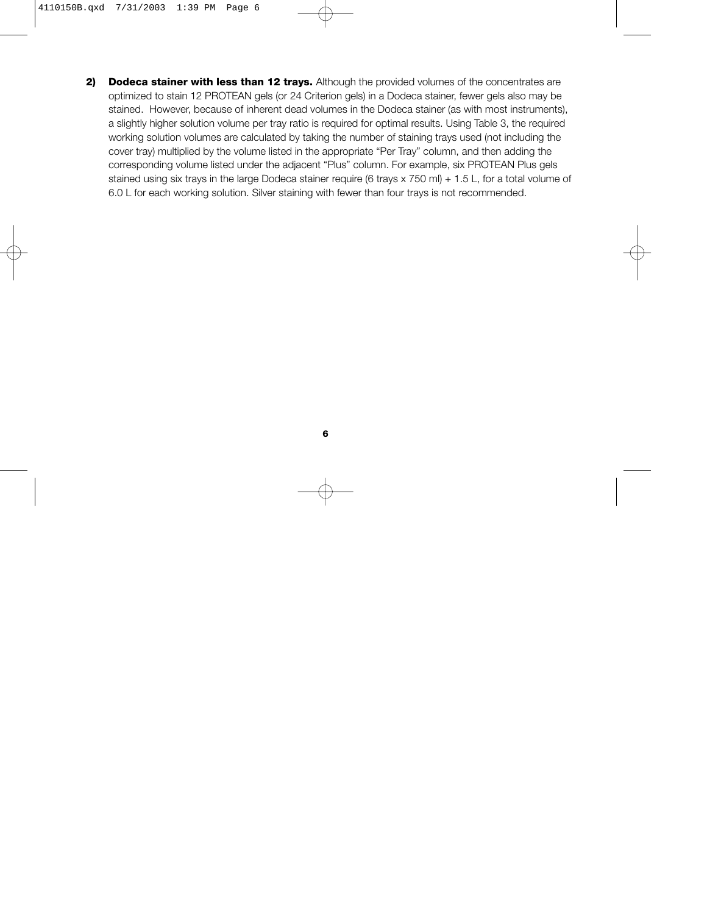2) **Dodeca stainer with less than 12 trays.** Although the provided volumes of the concentrates are optimized to stain 12 PROTEAN gels (or 24 Criterion gels) in a Dodeca stainer, fewer gels also may be stained. However, because of inherent dead volumes in the Dodeca stainer (as with most instruments), a slightly higher solution volume per tray ratio is required for optimal results. Using Table 3, the required working solution volumes are calculated by taking the number of staining trays used (not including the cover tray) multiplied by the volume listed in the appropriate "Per Tray" column, and then adding the corresponding volume listed under the adjacent "Plus" column. For example, six PROTEAN Plus gels stained using six trays in the large Dodeca stainer require (6 trays x 750 ml) + 1.5 L, for a total volume of 6.0 L for each working solution. Silver staining with fewer than four trays is not recommended.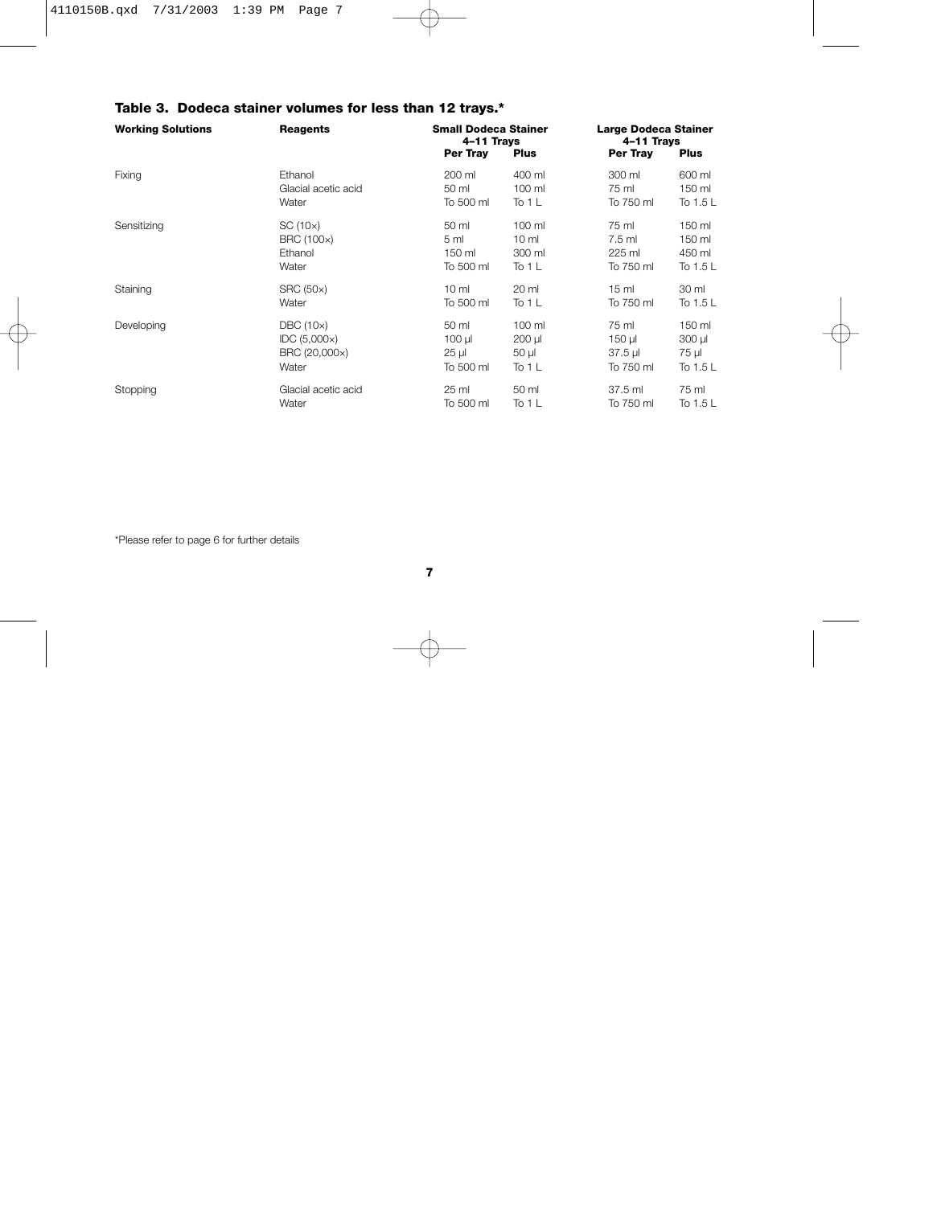**Table 3. Dodeca stainer volumes for less than 12 trays.***

| Working Solutions | Reagents | Small Dodeca Stainer 4–11 Trays | | Large Dodeca Stainer 4–11 Trays | |
|---|---|---|---|---|---|
| | | **Per Tray** | **Plus** | **Per Tray** | **Plus** |
| Fixing | Ethanol | 200 ml | 400 ml | 300 ml | 600 ml |
| | Glacial acetic acid | 50 ml | 100 ml | 75 ml | 150 ml |
| | Water | To 500 ml | To 1 L | To 750 ml | To 1.5 L |
| Sensitizing | SC (10×) | 50 ml | 100 ml | 75 ml | 150 ml |
| | BRC (100×) | 5 ml | 10 ml | 7.5 ml | 150 ml |
| | Ethanol | 150 ml | 300 ml | 225 ml | 450 ml |
| | Water | To 500 ml | To 1 L | To 750 ml | To 1.5 L |
| Staining | SRC (50×) | 10 ml | 20 ml | 15 ml | 30 ml |
| | Water | To 500 ml | To 1 L | To 750 ml | To 1.5 L |
| Developing | DBC (10×) | 50 ml | 100 ml | 75 ml | 150 ml |
| | IDC (5,000×) | 100 µl | 200 µl | 150 µl | 300 µl |
| | BRC (20,000×) | 25 µl | 50 µl | 37.5 µl | 75 µl |
| | Water | To 500 ml | To 1 L | To 750 ml | To 1.5 L |
| Stopping | Glacial acetic acid | 25 ml | 50 ml | 37.5 ml | 75 ml |
| | Water | To 500 ml | To 1 L | To 750 ml | To 1.5 L |

*Please refer to page 6 for further details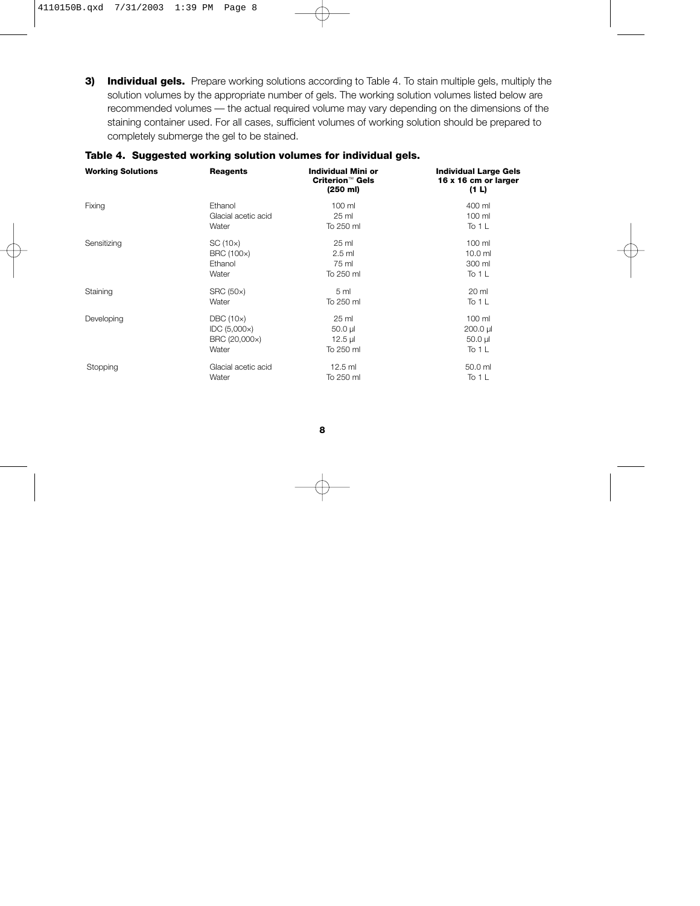**3) Individual gels.** Prepare working solutions according to Table 4. To stain multiple gels, multiply the solution volumes by the appropriate number of gels. The working solution volumes listed below are recommended volumes — the actual required volume may vary depending on the dimensions of the staining container used. For all cases, sufficient volumes of working solution should be prepared to completely submerge the gel to be stained.

**Table 4. Suggested working solution volumes for individual gels.**

| Working Solutions | Reagents | Individual Mini or Criterion™ Gels (250 ml) | Individual Large Gels 16 x 16 cm or larger (1 L) |
|---|---|---|---|
| Fixing | Ethanol | 100 ml | 400 ml |
| | Glacial acetic acid | 25 ml | 100 ml |
| | Water | To 250 ml | To 1 L |
| Sensitizing | SC (10×) | 25 ml | 100 ml |
| | BRC (100×) | 2.5 ml | 10.0 ml |
| | Ethanol | 75 ml | 300 ml |
| | Water | To 250 ml | To 1 L |
| Staining | SRC (50×) | 5 ml | 20 ml |
| | Water | To 250 ml | To 1 L |
| Developing | DBC (10×) | 25 ml | 100 ml |
| | IDC (5,000×) | 50.0 µl | 200.0 µl |
| | BRC (20,000×) | 12.5 µl | 50.0 µl |
| | Water | To 250 ml | To 1 L |
| Stopping | Glacial acetic acid | 12.5 ml | 50.0 ml |
| | Water | To 250 ml | To 1 L |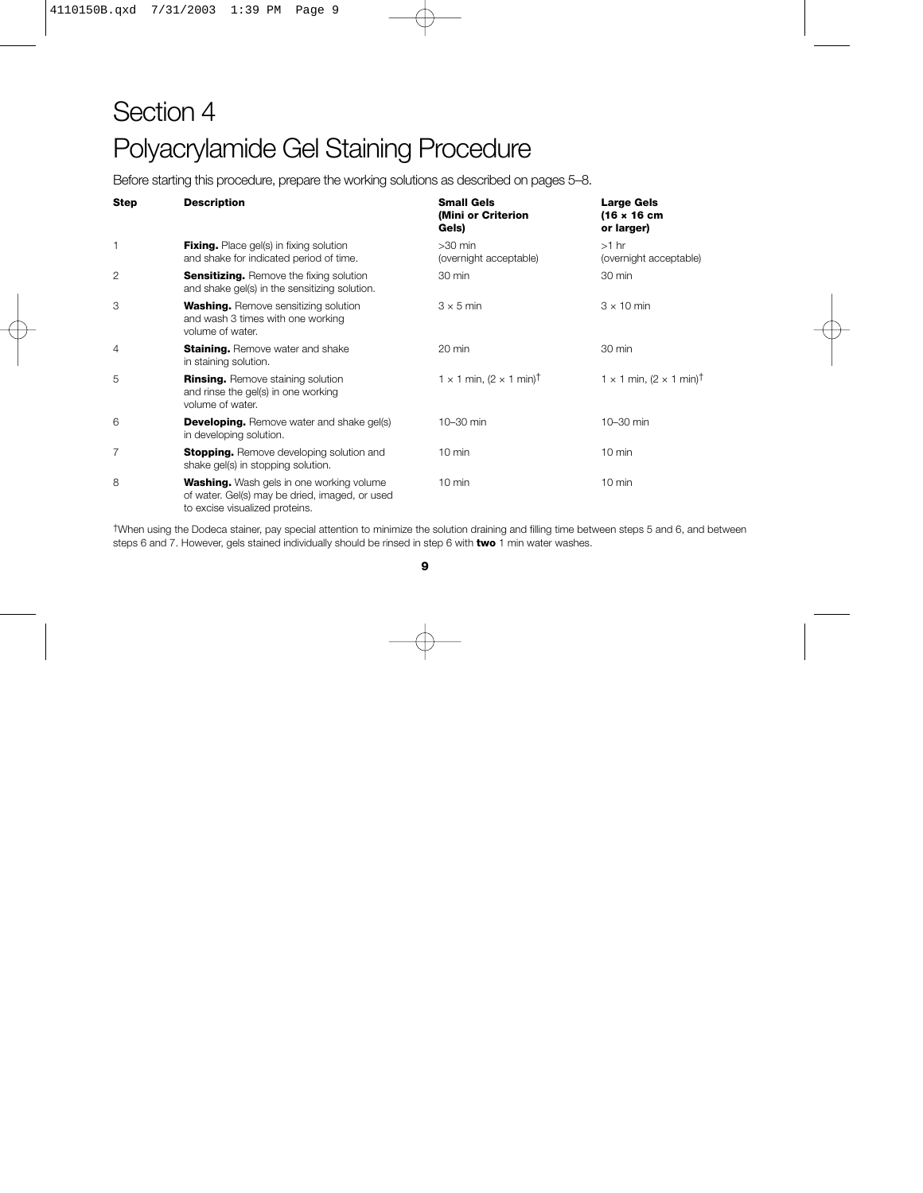# Section 4
# Polyacrylamide Gel Staining Procedure

Before starting this procedure, prepare the working solutions as described on pages 5–8.

| Step | Description | Small Gels (Mini or Criterion Gels) | Large Gels (16 × 16 cm or larger) |
|---|---|---|---|
| 1 | **Fixing.** Place gel(s) in fixing solution and shake for indicated period of time. | >30 min (overnight acceptable) | >1 hr (overnight acceptable) |
| 2 | **Sensitizing.** Remove the fixing solution and shake gel(s) in the sensitizing solution. | 30 min | 30 min |
| 3 | **Washing.** Remove sensitizing solution and wash 3 times with one working volume of water. | 3 × 5 min | 3 × 10 min |
| 4 | **Staining.** Remove water and shake in staining solution. | 20 min | 30 min |
| 5 | **Rinsing.** Remove staining solution and rinse the gel(s) in one working volume of water. | 1 × 1 min, (2 × 1 min)† | 1 × 1 min, (2 × 1 min)† |
| 6 | **Developing.** Remove water and shake gel(s) in developing solution. | 10–30 min | 10–30 min |
| 7 | **Stopping.** Remove developing solution and shake gel(s) in stopping solution. | 10 min | 10 min |
| 8 | **Washing.** Wash gels in one working volume of water. Gel(s) may be dried, imaged, or used to excise visualized proteins. | 10 min | 10 min |

†When using the Dodeca stainer, pay special attention to minimize the solution draining and filling time between steps 5 and 6, and between steps 6 and 7. However, gels stained individually should be rinsed in step 6 with **two** 1 min water washes.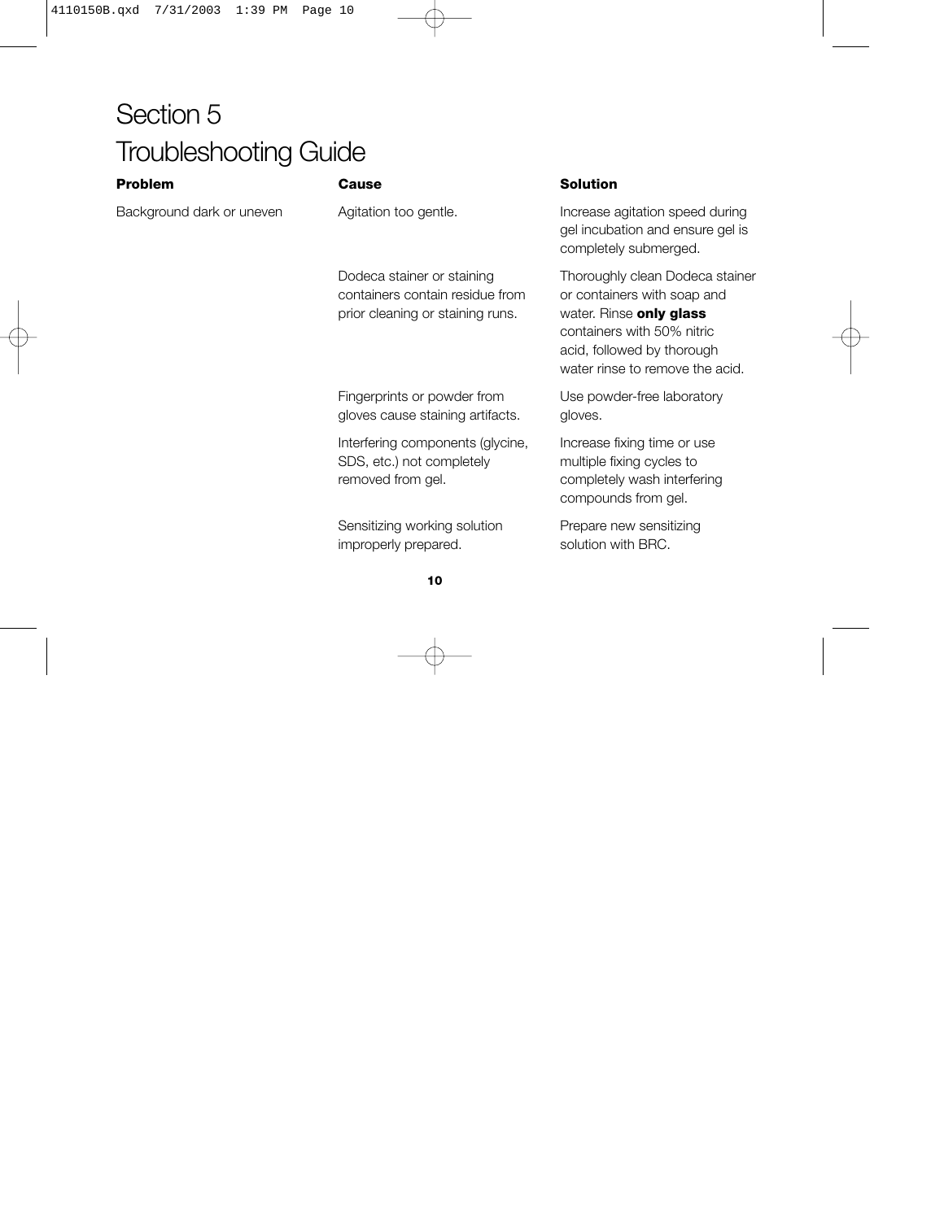# Section 5
# Troubleshooting Guide

| Problem | Cause | Solution |
|---|---|---|
| Background dark or uneven | Agitation too gentle. | Increase agitation speed during gel incubation and ensure gel is completely submerged. |
| | Dodeca stainer or staining containers contain residue from prior cleaning or staining runs. | Thoroughly clean Dodeca stainer or containers with soap and water. Rinse **only glass** containers with 50% nitric acid, followed by thorough water rinse to remove the acid. |
| | Fingerprints or powder from gloves cause staining artifacts. | Use powder-free laboratory gloves. |
| | Interfering components (glycine, SDS, etc.) not completely removed from gel. | Increase fixing time or use multiple fixing cycles to completely wash interfering compounds from gel. |
| | Sensitizing working solution improperly prepared. | Prepare new sensitizing solution with BRC. |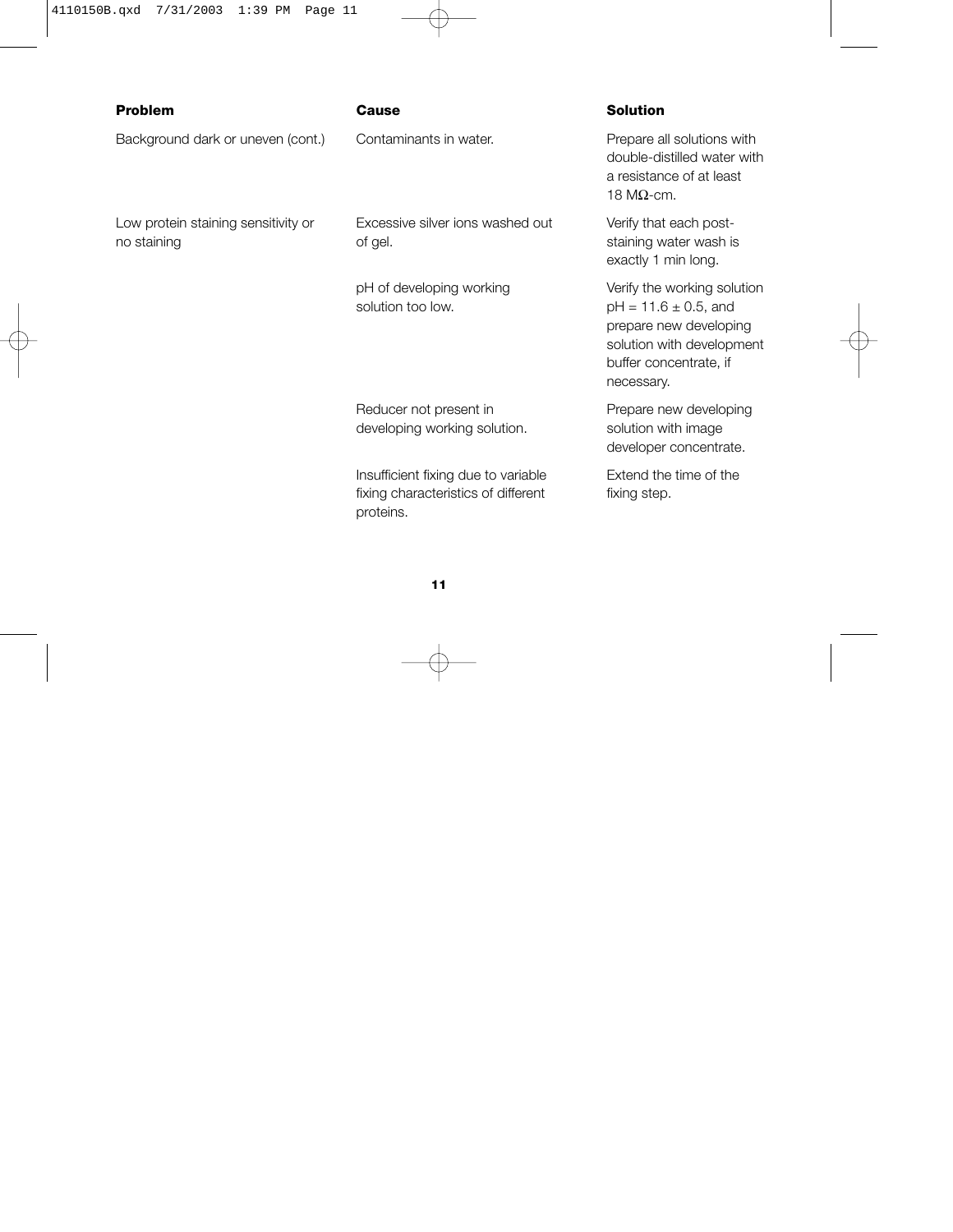| Problem | Cause | Solution |
| --- | --- | --- |
| Background dark or uneven (cont.) | Contaminants in water. | Prepare all solutions with double-distilled water with a resistance of at least 18 MΩ-cm. |
| Low protein staining sensitivity or no staining | Excessive silver ions washed out of gel. | Verify that each post-staining water wash is exactly 1 min long. |
| | pH of developing working solution too low. | Verify the working solution pH = 11.6 ± 0.5, and prepare new developing solution with development buffer concentrate, if necessary. |
| | Reducer not present in developing working solution. | Prepare new developing solution with image developer concentrate. |
| | Insufficient fixing due to variable fixing characteristics of different proteins. | Extend the time of the fixing step. |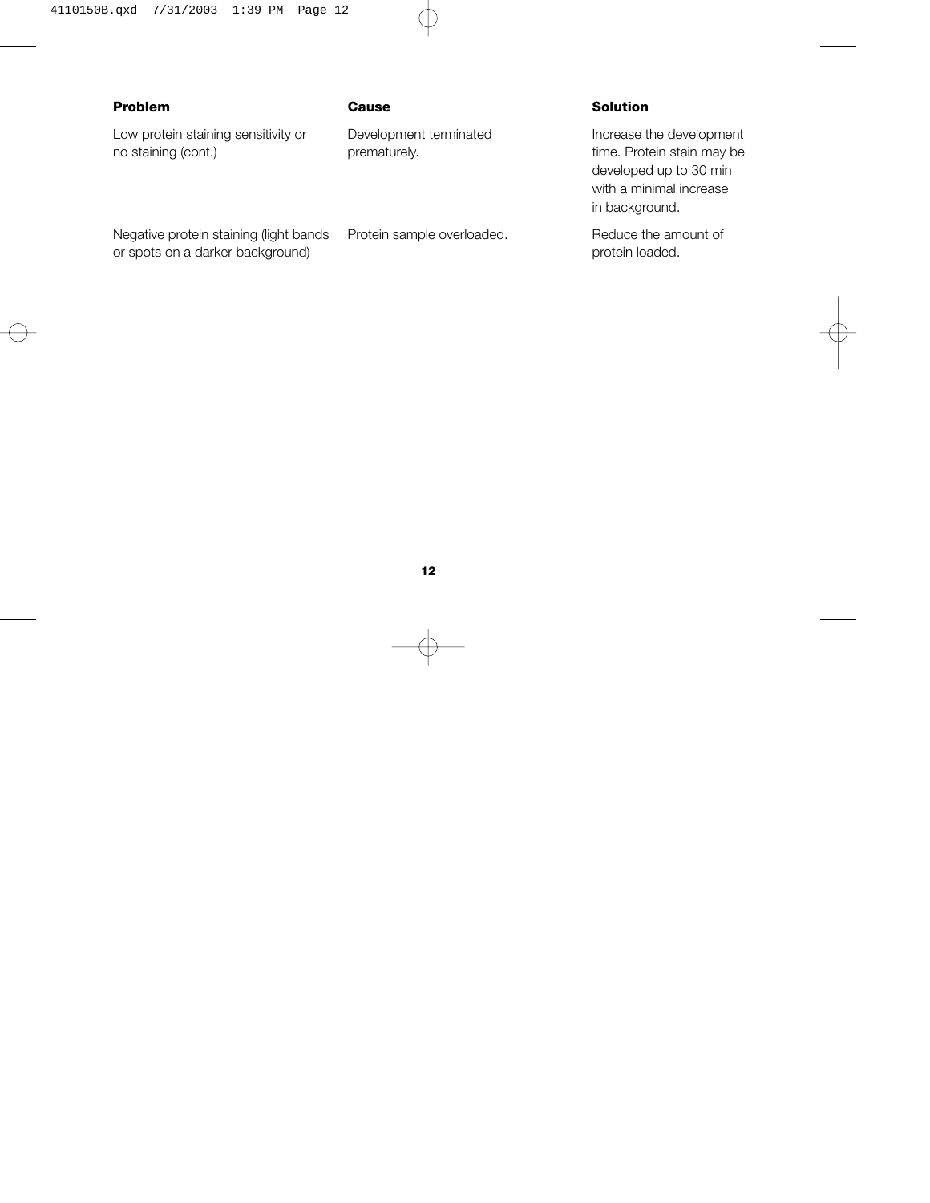| Problem | Cause | Solution |
| --- | --- | --- |
| Low protein staining sensitivity or no staining (cont.) | Development terminated prematurely. | Increase the development time. Protein stain may be developed up to 30 min with a minimal increase in background. |
| Negative protein staining (light bands or spots on a darker background) | Protein sample overloaded. | Reduce the amount of protein loaded. |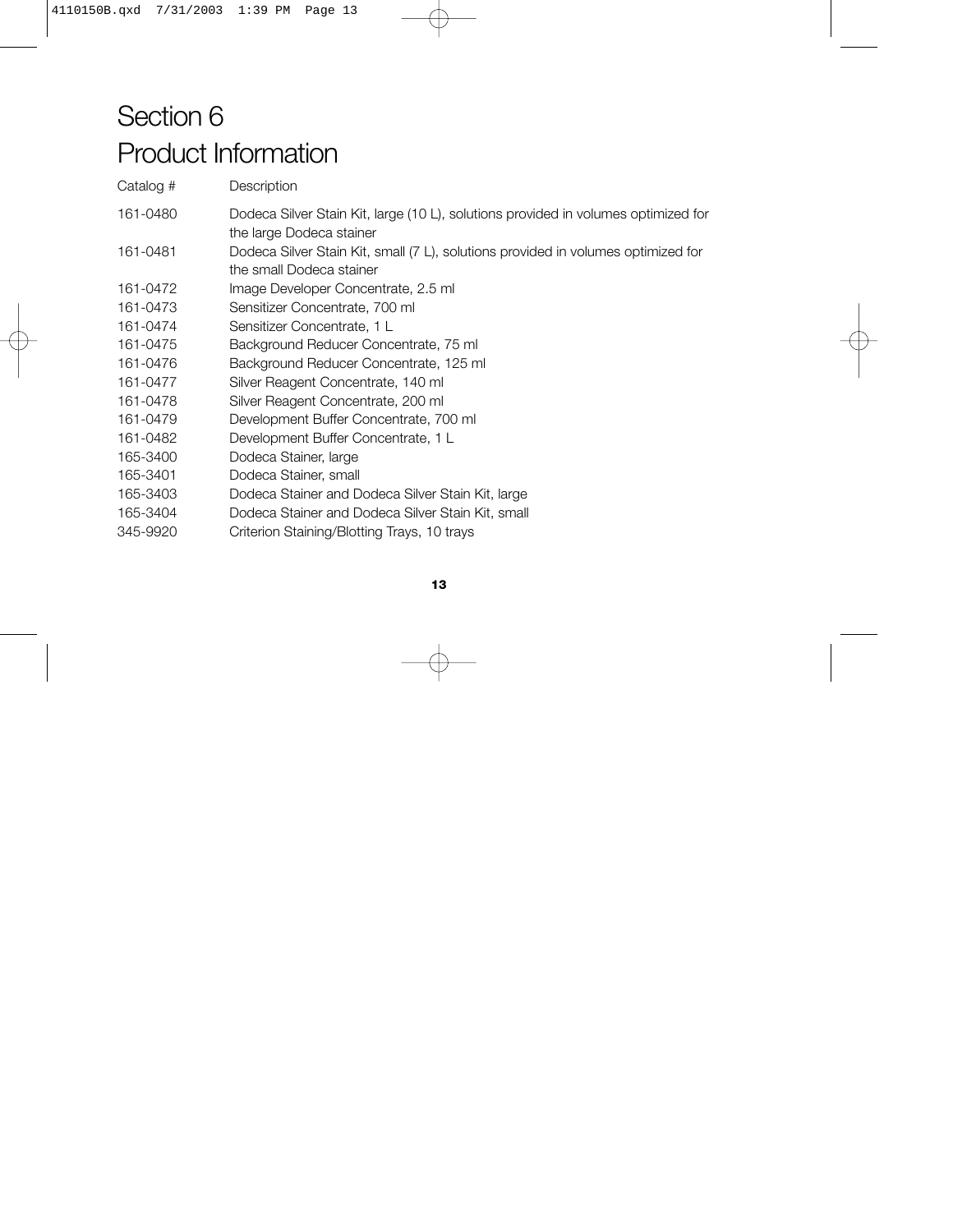# Section 6
# Product Information

| Catalog # | Description |
|---|---|
| 161-0480 | Dodeca Silver Stain Kit, large (10 L), solutions provided in volumes optimized for the large Dodeca stainer |
| 161-0481 | Dodeca Silver Stain Kit, small (7 L), solutions provided in volumes optimized for the small Dodeca stainer |
| 161-0472 | Image Developer Concentrate, 2.5 ml |
| 161-0473 | Sensitizer Concentrate, 700 ml |
| 161-0474 | Sensitizer Concentrate, 1 L |
| 161-0475 | Background Reducer Concentrate, 75 ml |
| 161-0476 | Background Reducer Concentrate, 125 ml |
| 161-0477 | Silver Reagent Concentrate, 140 ml |
| 161-0478 | Silver Reagent Concentrate, 200 ml |
| 161-0479 | Development Buffer Concentrate, 700 ml |
| 161-0482 | Development Buffer Concentrate, 1 L |
| 165-3400 | Dodeca Stainer, large |
| 165-3401 | Dodeca Stainer, small |
| 165-3403 | Dodeca Stainer and Dodeca Silver Stain Kit, large |
| 165-3404 | Dodeca Stainer and Dodeca Silver Stain Kit, small |
| 345-9920 | Criterion Staining/Blotting Trays, 10 trays |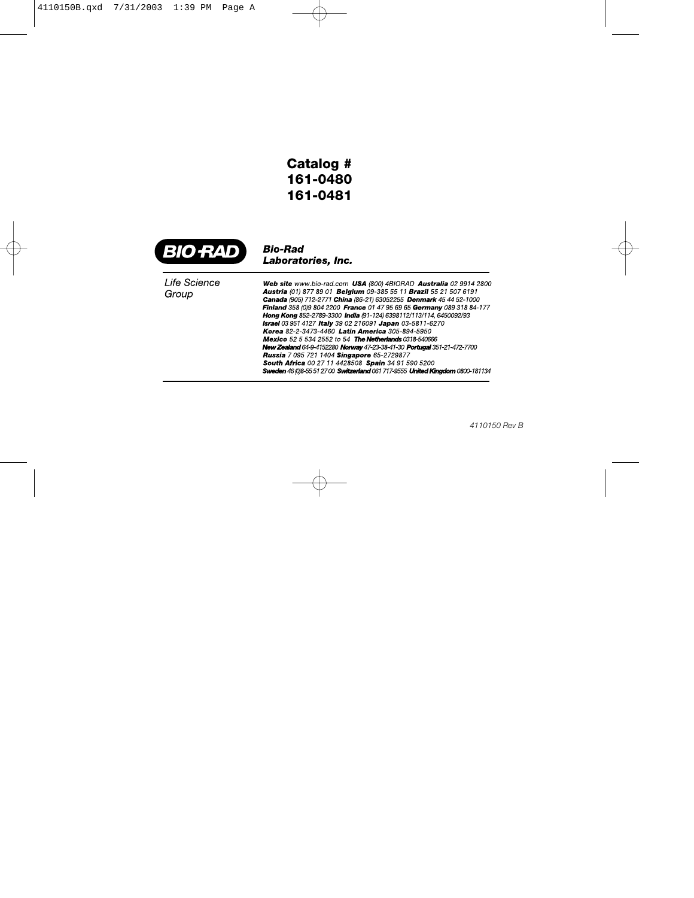**Catalog #**
**161-0480**
**161-0481**

BIO-RAD

***Bio-Rad Laboratories, Inc.***

*Life Science Group*

***Web site*** *www.bio-rad.com* ***USA*** *(800) 4BIORAD* ***Australia*** *02 9914 2800*
***Austria*** *(01) 877 89 01* ***Belgium*** *09-385 55 11* ***Brazil*** *55 21 507 6191*
***Canada*** *(905) 712-2771* ***China*** *(86-21) 63052255* ***Denmark*** *45 44 52-1000*
***Finland*** *358 (0)9 804 2200* ***France*** *01 47 95 69 65* ***Germany*** *089 318 84-177*
***Hong Kong*** *852-2789-3300* ***India*** *(91-124) 6398112/113/114, 6450092/93*
***Israel*** *03 951 4127* ***Italy*** *39 02 216091* ***Japan*** *03-5811-6270*
***Korea*** *82-2-3473-4460* ***Latin America*** *305-894-5950*
***Mexico*** *52 5 534 2552 to 54* ***The Netherlands*** *0318-540666*
***New Zealand*** *64-9-4152280* ***Norway*** *47-23-38-41-30* ***Portugal*** *351-21-472-7700*
***Russia*** *7 095 721 1404* ***Singapore*** *65-2729877*
***South Africa*** *00 27 11 4428508* ***Spain*** *34 91 590 5200*
***Sweden*** *46 (0)8-55 51 27 00* ***Switzerland*** *061 717-9555* ***United Kingdom*** *0800-181134*

*4110150 Rev B*